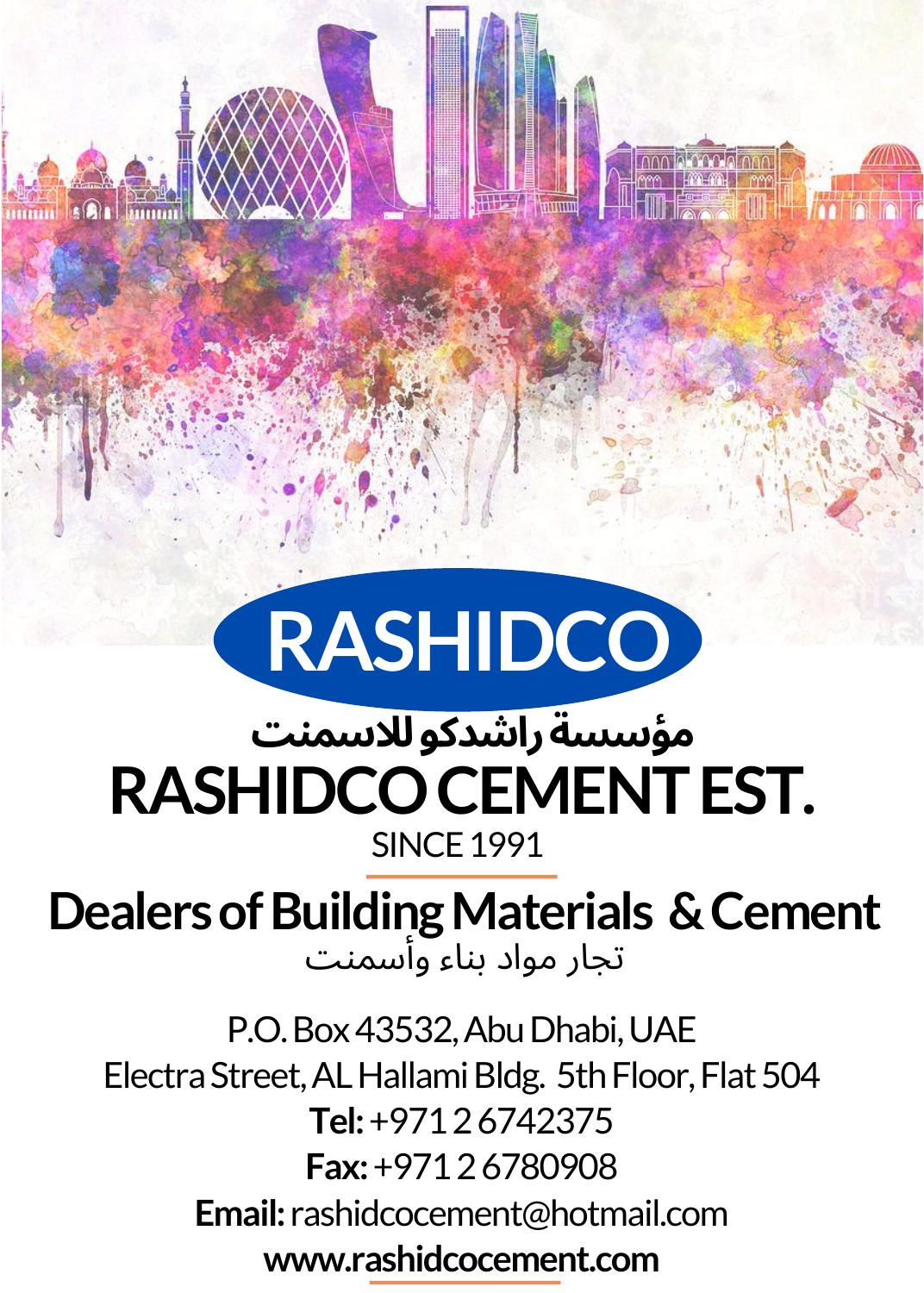# RASHIDCO

مؤسسة راشدكو للاسمنت

# RASHIDCO CEMENT EST.

SINCE 1991

## Dealers of Building Materials & Cement

تجار مواد بناء وأسمنت

P.O. Box 43532, Abu Dhabi, UAE
Electra Street, AL Hallami Bldg. 5th Floor, Flat 504
**Tel:** +971 2 6742375
**Fax:** +971 2 6780908
**Email:** rashidcocement@hotmail.com
**www.rashidcocement.com**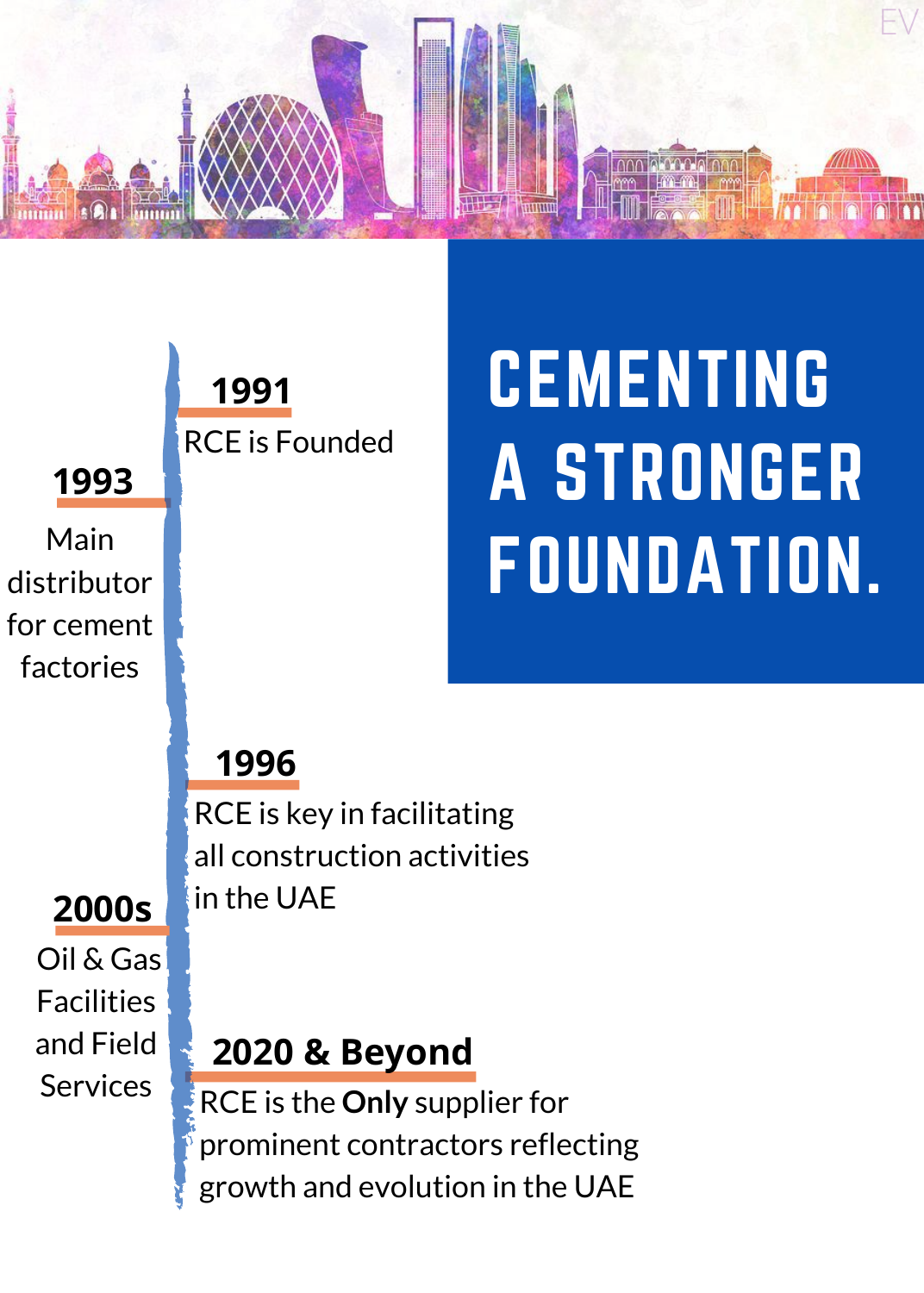# CEMENTING A STRONGER FOUNDATION.

**1991**
RCE is Founded

**1993**
Main distributor for cement factories

**1996**
RCE is key in facilitating all construction activities in the UAE

**2000s**
Oil & Gas Facilities and Field Services

**2020 & Beyond**
RCE is the **Only** supplier for prominent contractors reflecting growth and evolution in the UAE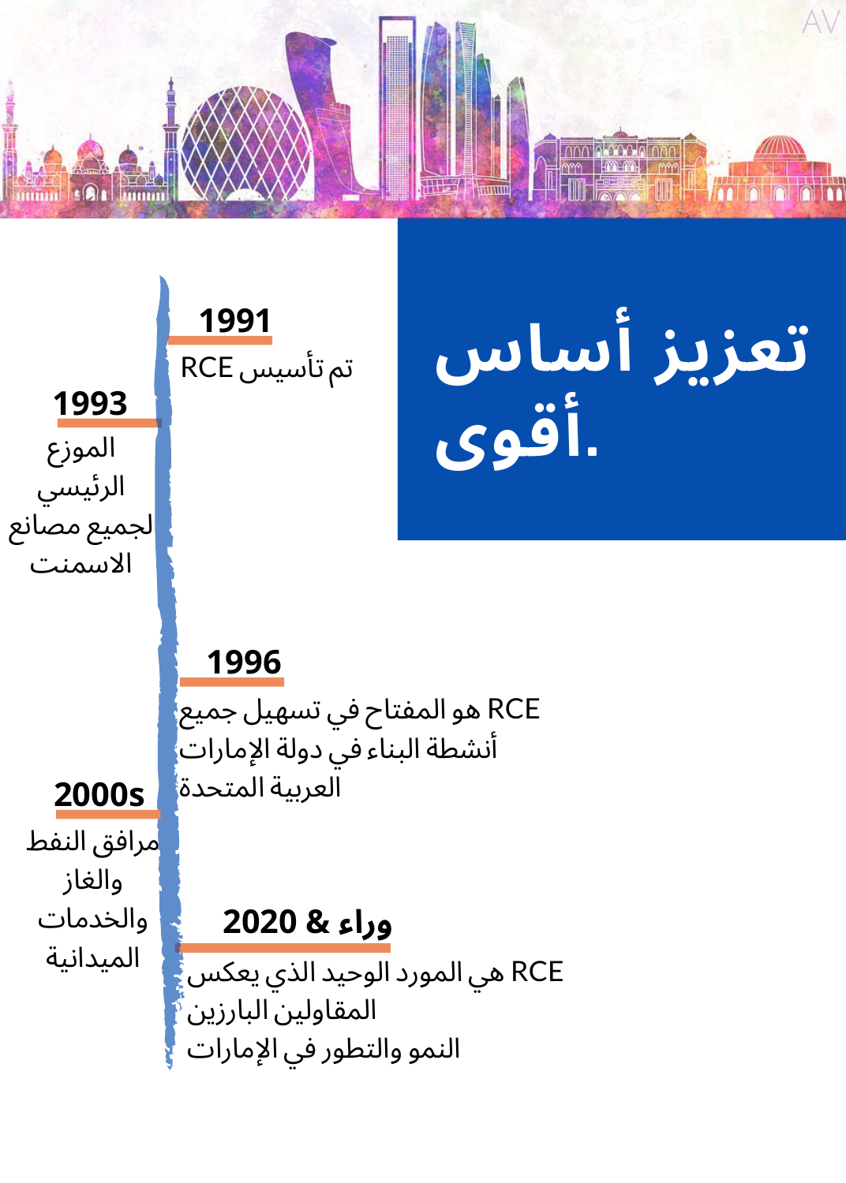# تعزيز أساس أقوى.

**1991**

تم تأسيس RCE

**1993**

الموزع الرئيسي لجميع مصانع الاسمنت

**1996**

RCE هو المفتاح في تسهيل جميع أنشطة البناء في دولة الإمارات العربية المتحدة

**2000s**

مرافق النفط والغاز والخدمات الميدانية

**2020 & وراء**

RCE هي المورد الوحيد الذي يعكس المقاولين البارزين النمو والتطور في الإمارات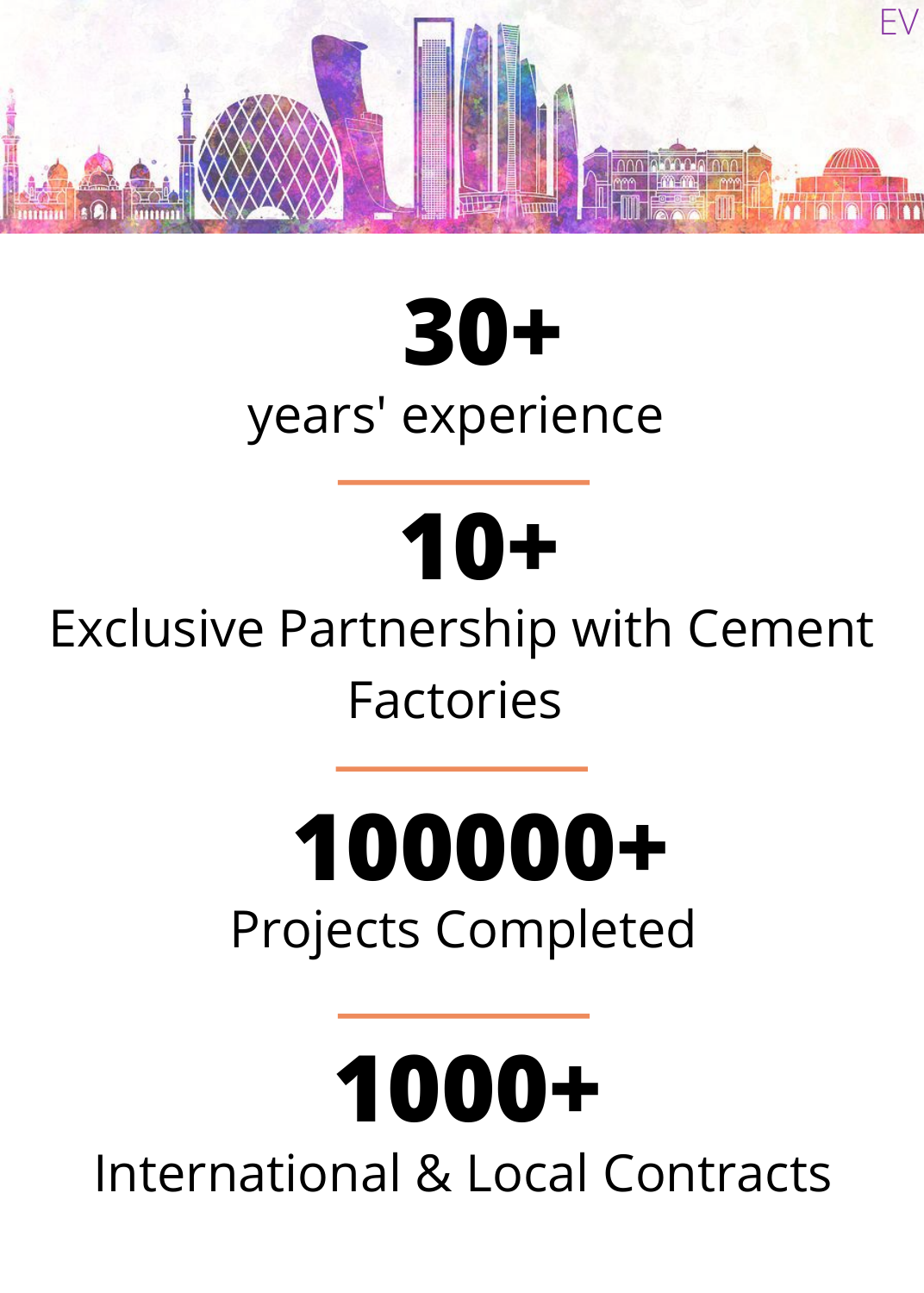EV

**30+**

years' experience

**10+**

Exclusive Partnership with Cement Factories

**100000+**

Projects Completed

**1000+**

International & Local Contracts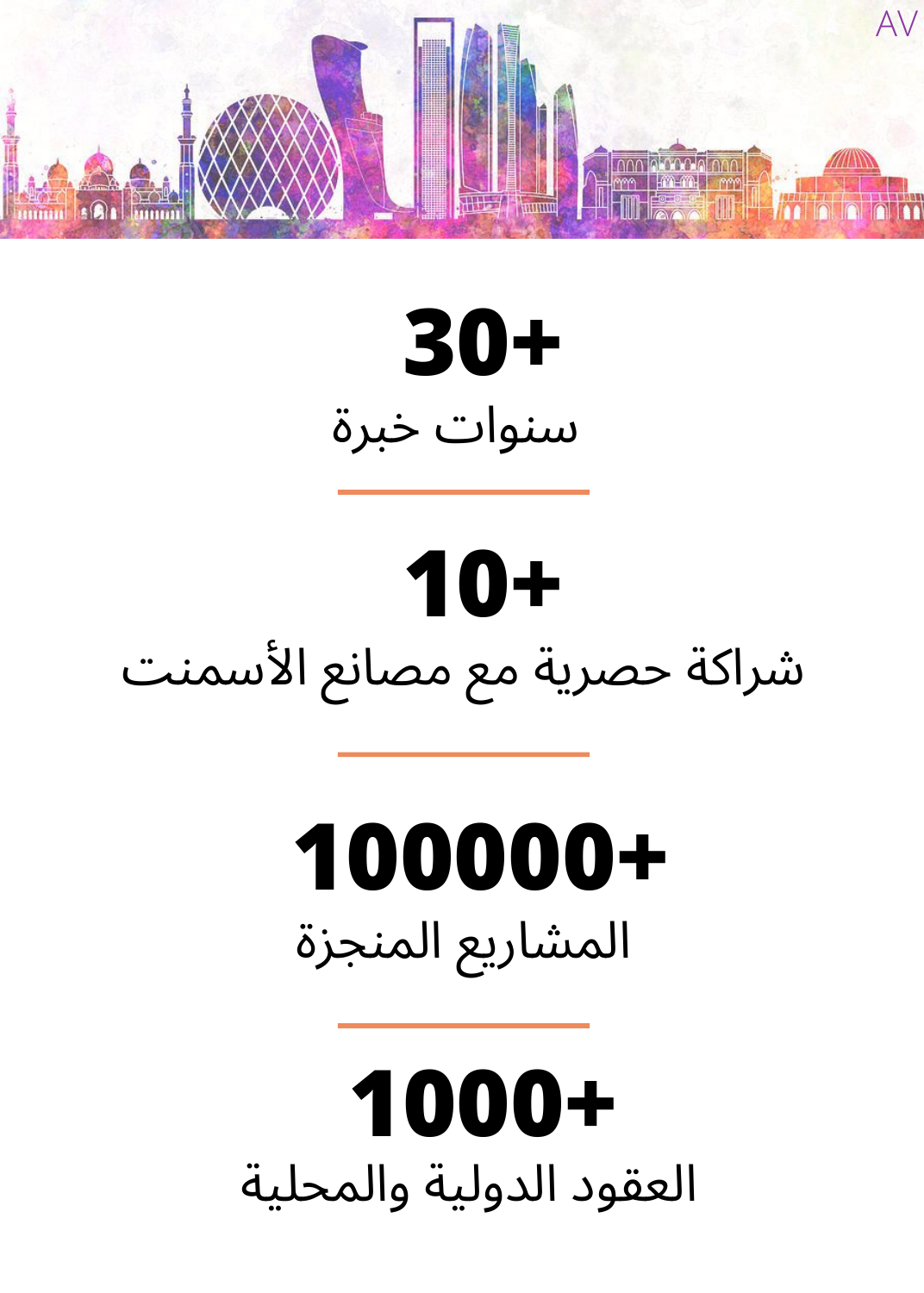**30+**

سنوات خبرة

---

**10+**

شراكة حصرية مع مصانع الأسمنت

---

**100000+**

المشاريع المنجزة

---

**1000+**

العقود الدولية والمحلية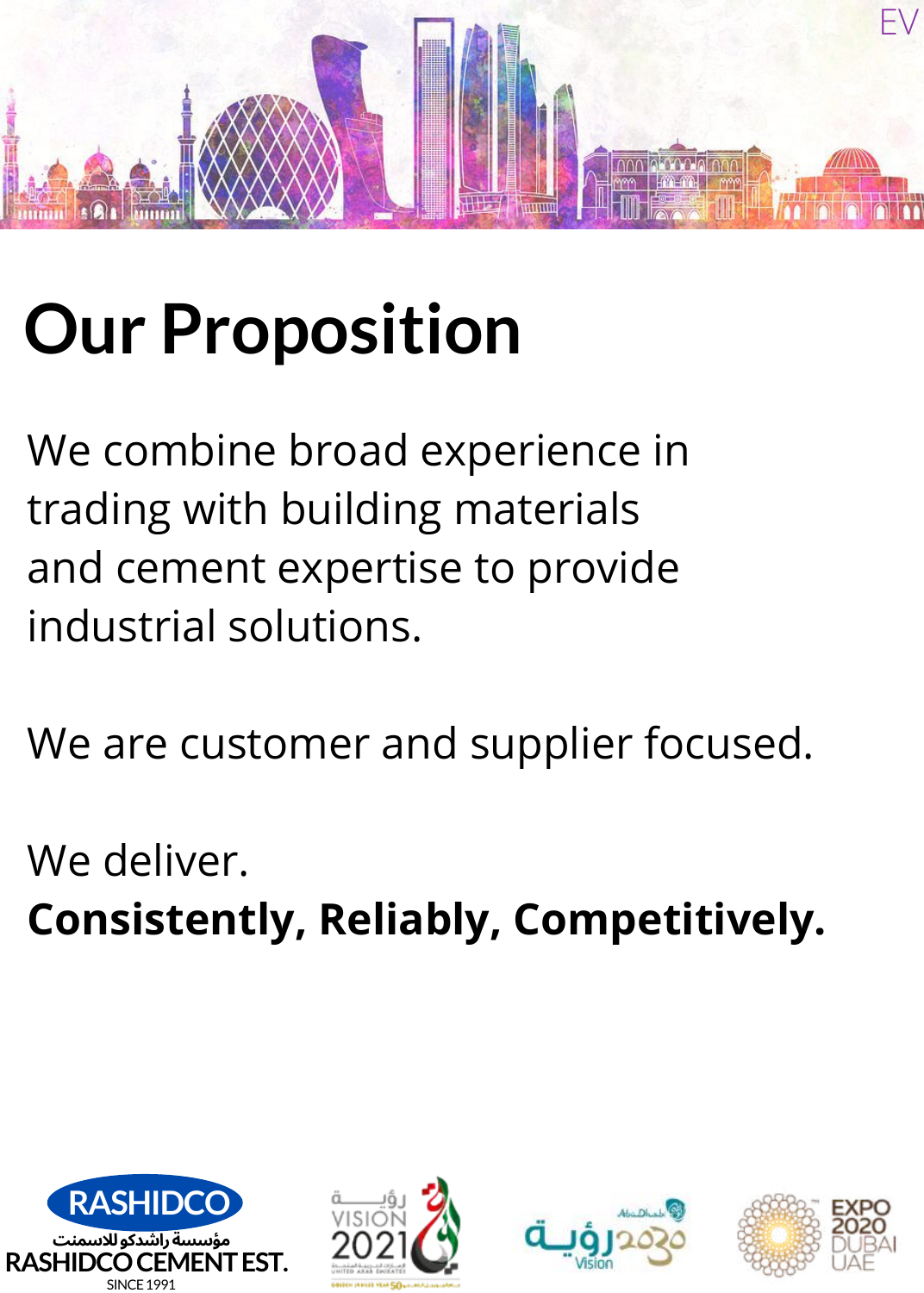# Our Proposition

We combine broad experience in trading with building materials and cement expertise to provide industrial solutions.

We are customer and supplier focused.

We deliver.
**Consistently, Reliably, Competitively.**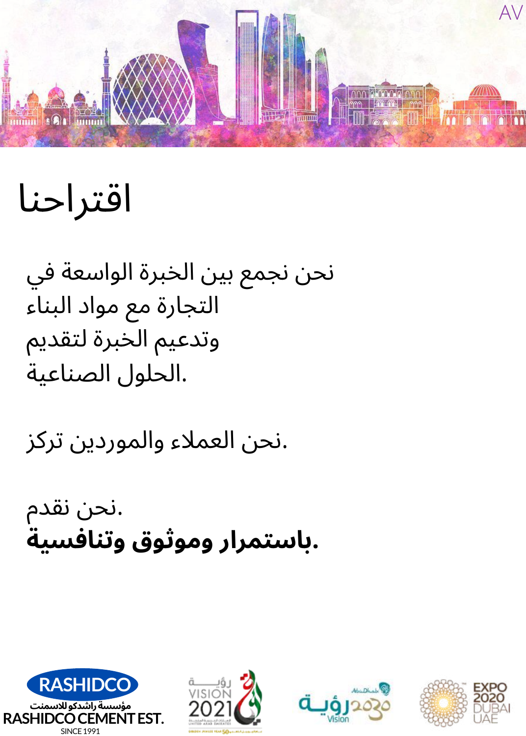# اقتراحنا

نحن نجمع بين الخبرة الواسعة في
التجارة مع مواد البناء
وتدعيم الخبرة لتقديم
الحلول الصناعية.

نحن العملاء والموردين تركز.

نحن نقدم.
**باستمرار وموثوق وتنافسية.**

RASHIDCO
مؤسسة راشدكو للاسمنت
RASHIDCO CEMENT EST.
SINCE 1991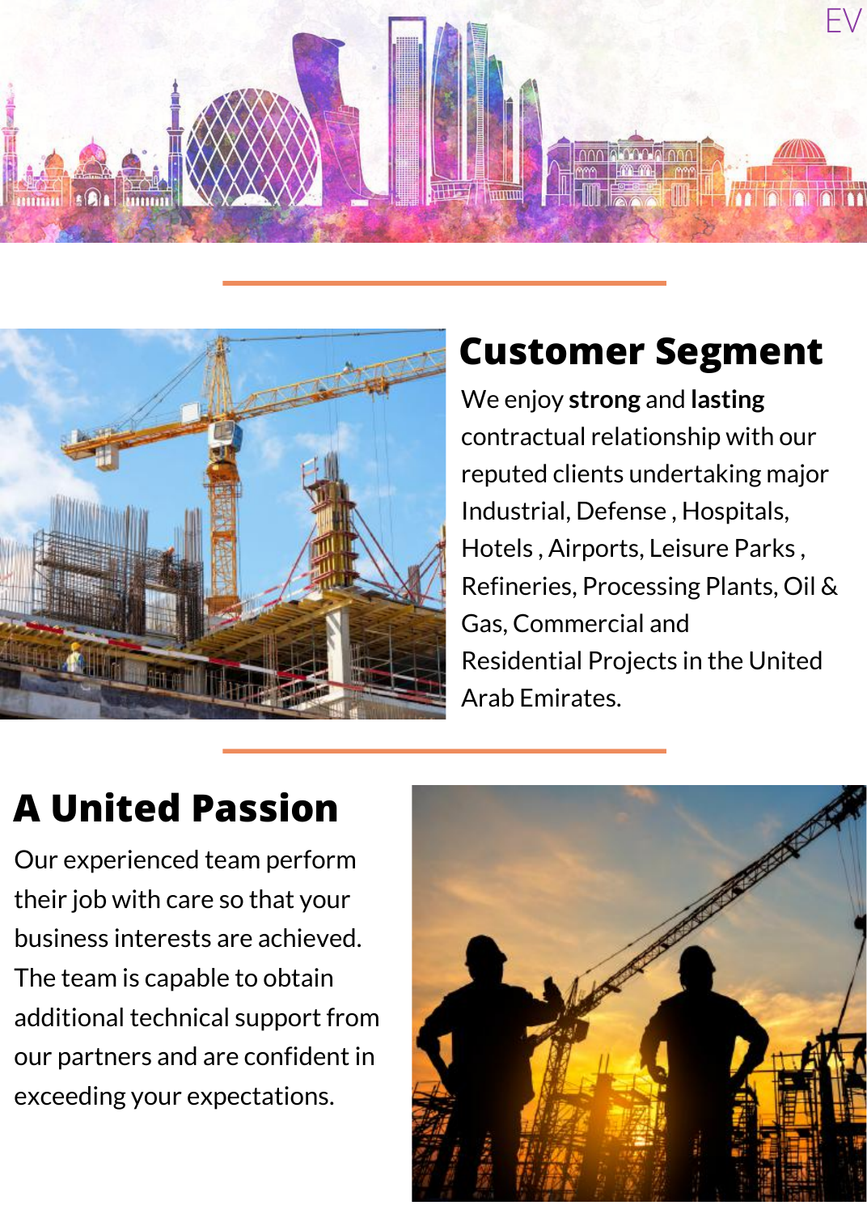## Customer Segment

We enjoy **strong** and **lasting** contractual relationship with our reputed clients undertaking major Industrial, Defense , Hospitals, Hotels , Airports, Leisure Parks , Refineries, Processing Plants, Oil & Gas, Commercial and Residential Projects in the United Arab Emirates.

## A United Passion

Our experienced team perform their job with care so that your business interests are achieved. The team is capable to obtain additional technical support from our partners and are confident in exceeding your expectations.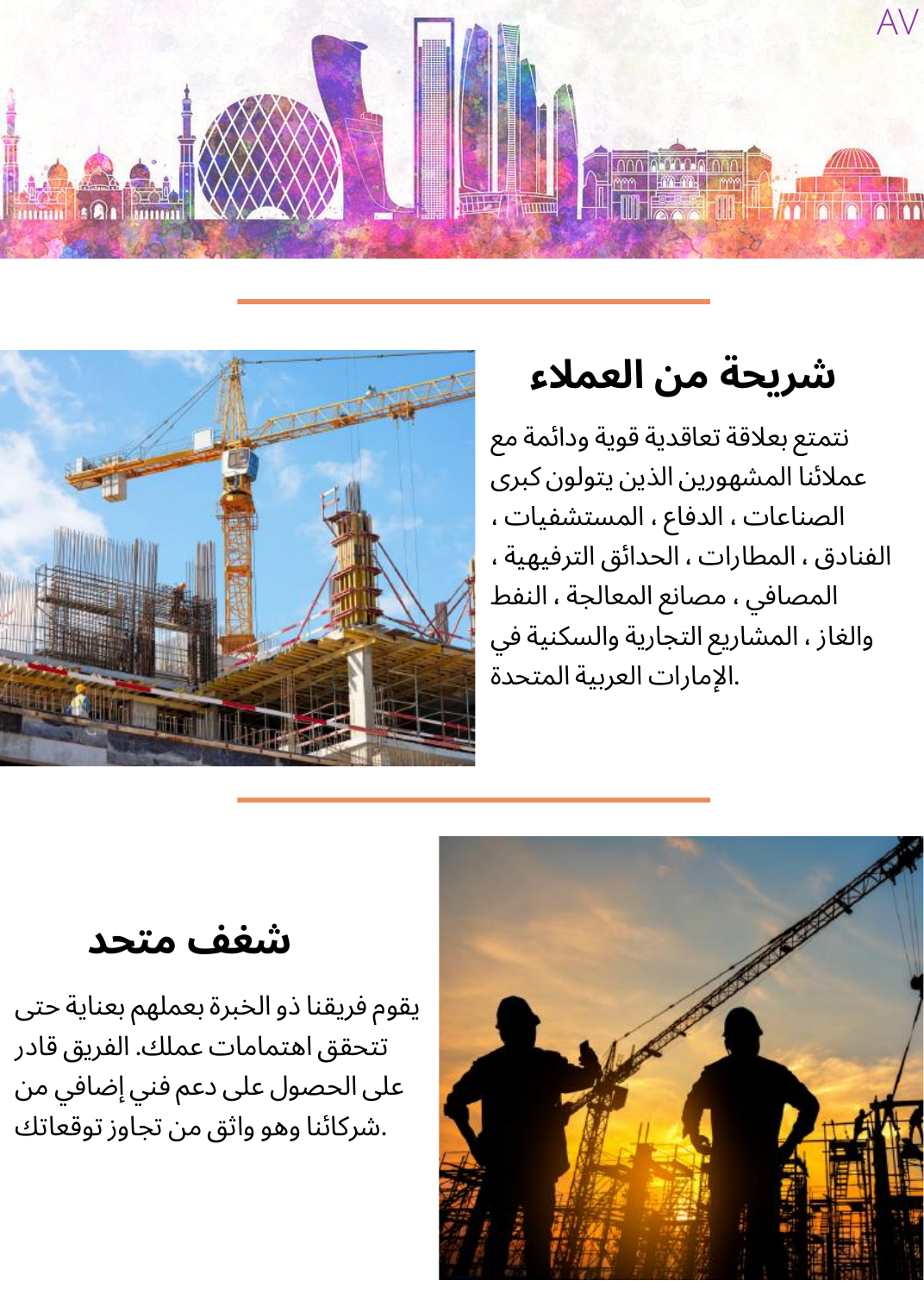## شريحة من العملاء

نتمتع بعلاقة تعاقدية قوية ودائمة مع عملائنا المشهورين الذين يتولون كبرى الصناعات ، الدفاع ، المستشفيات ، الفنادق ، المطارات ، الحدائق الترفيهية ، المصافي ، مصانع المعالجة ، النفط والغاز ، المشاريع التجارية والسكنية في الإمارات العربية المتحدة.

## شغف متحد

يقوم فريقنا ذو الخبرة بعملهم بعناية حتى تتحقق اهتمامات عملك. الفريق قادر على الحصول على دعم فني إضافي من شركائنا وهو واثق من تجاوز توقعاتك.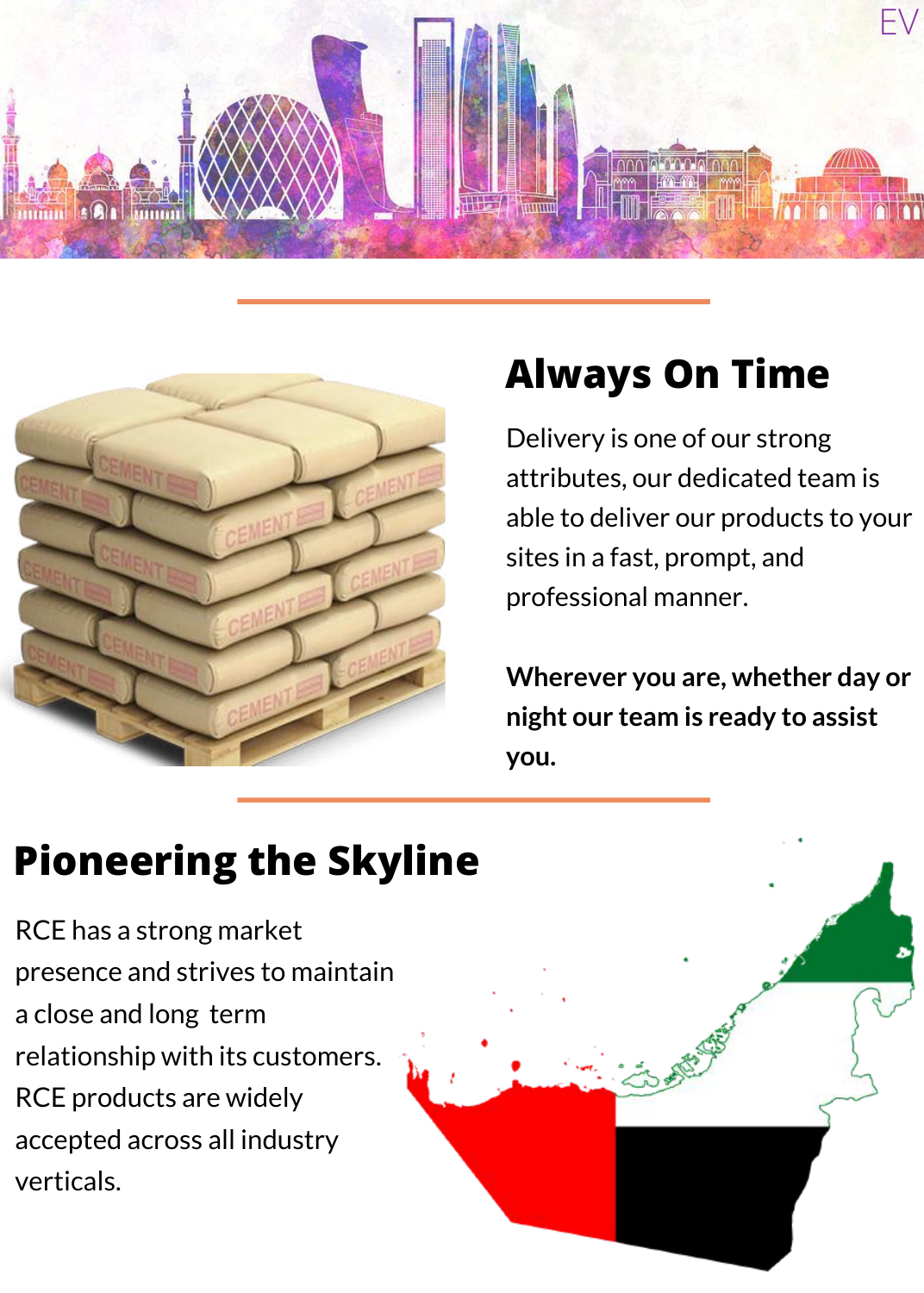## Always On Time

Delivery is one of our strong attributes, our dedicated team is able to deliver our products to your sites in a fast, prompt, and professional manner.

**Wherever you are, whether day or night our team is ready to assist you.**

## Pioneering the Skyline

RCE has a strong market presence and strives to maintain a close and long term relationship with its customers. RCE products are widely accepted across all industry verticals.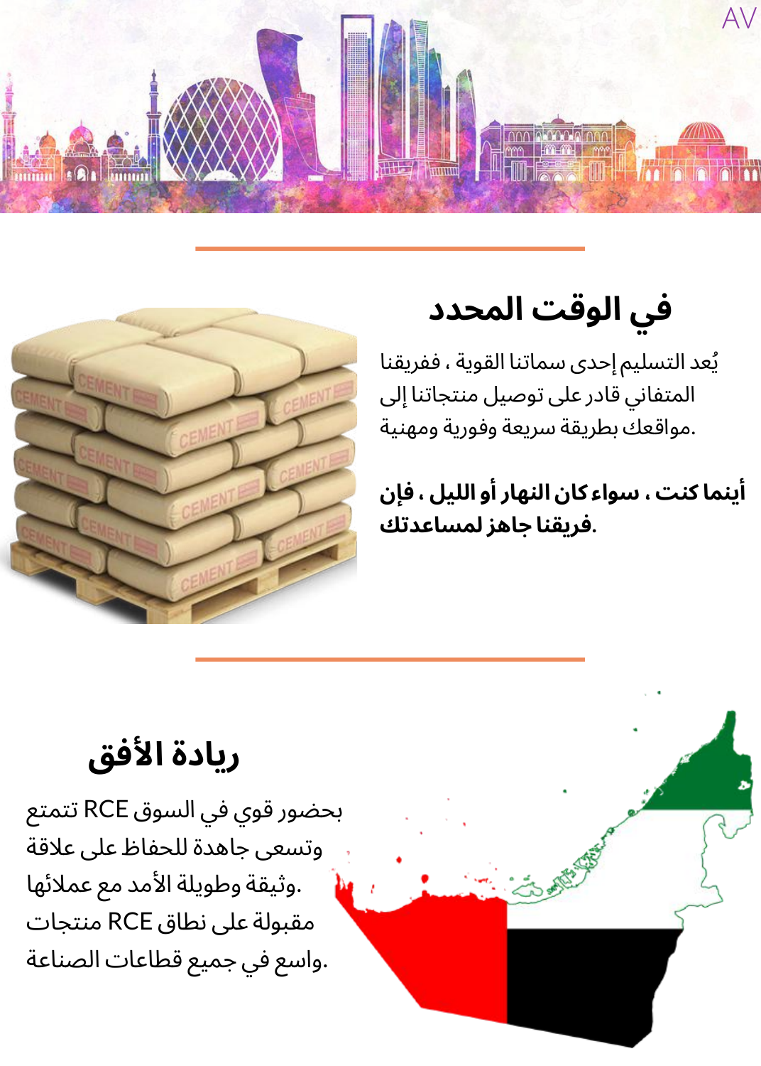## في الوقت المحدد

يُعد التسليم إحدى سماتنا القوية ، ففريقنا المتفاني قادر على توصيل منتجاتنا إلى مواقعك بطريقة سريعة وفورية ومهنية.

**أينما كنت ، سواء كان النهار أو الليل ، فإن فريقنا جاهز لمساعدتك.**

## ريادة الأفق

بحضور قوي في السوق RCE تتمتع وتسعى جاهدة للحفاظ على علاقة وثيقة وطويلة الأمد مع عملائها. مقبولة على نطاق منتجات RCE واسع في جميع قطاعات الصناعة.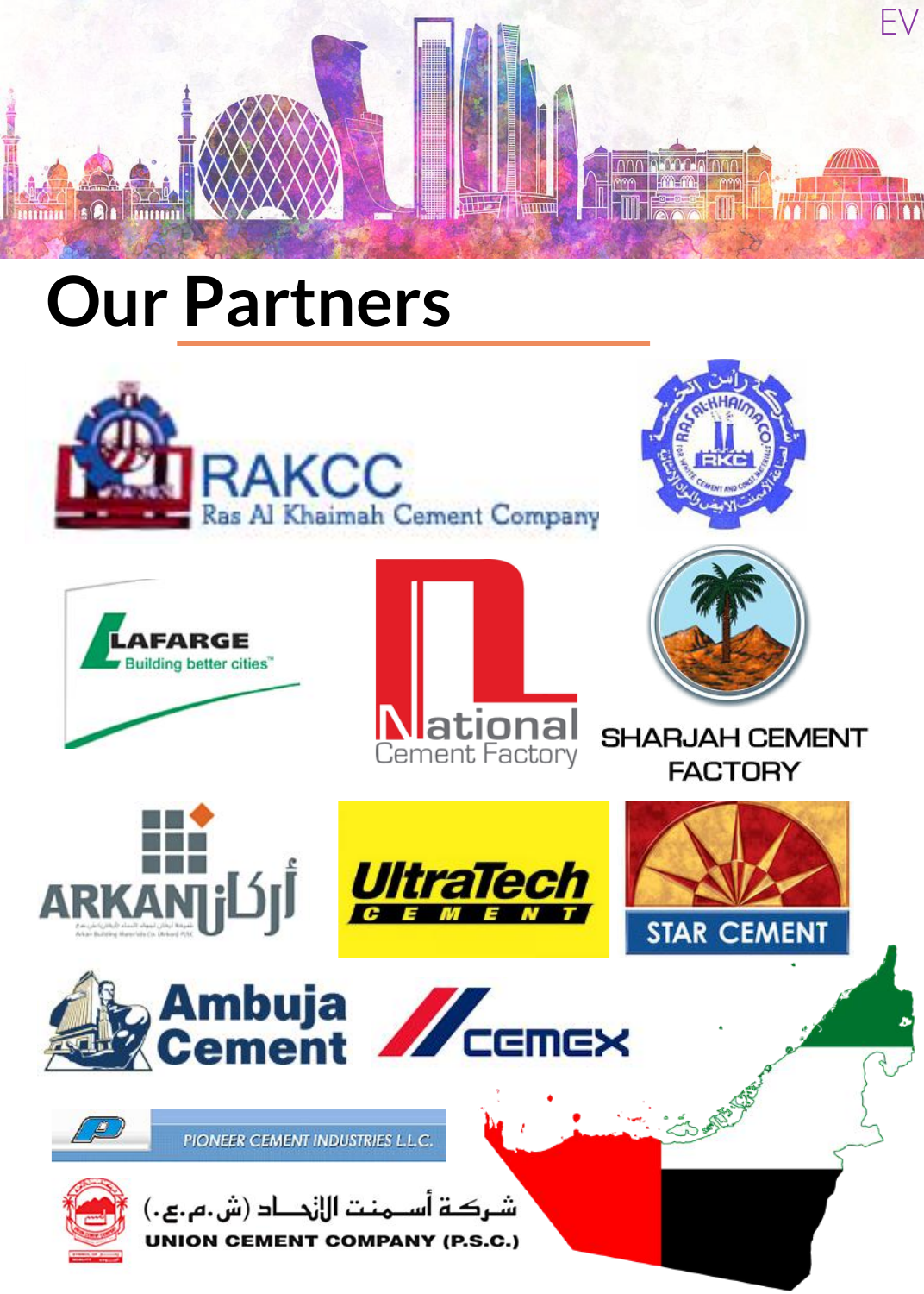# Our Partners

RAKCC

Ras Al Khaimah Cement Company

LAFARGE

Building better cities™

National

Cement Factory

SHARJAH CEMENT FACTORY

ARKAN أركان

UltraTech

CEMENT

STAR CEMENT

Ambuja Cement

CEMEX

PIONEER CEMENT INDUSTRIES L.L.C.

شـركـة أسـمـنت الإتـحـاد (ش.م.ع.)

UNION CEMENT COMPANY (P.S.C.)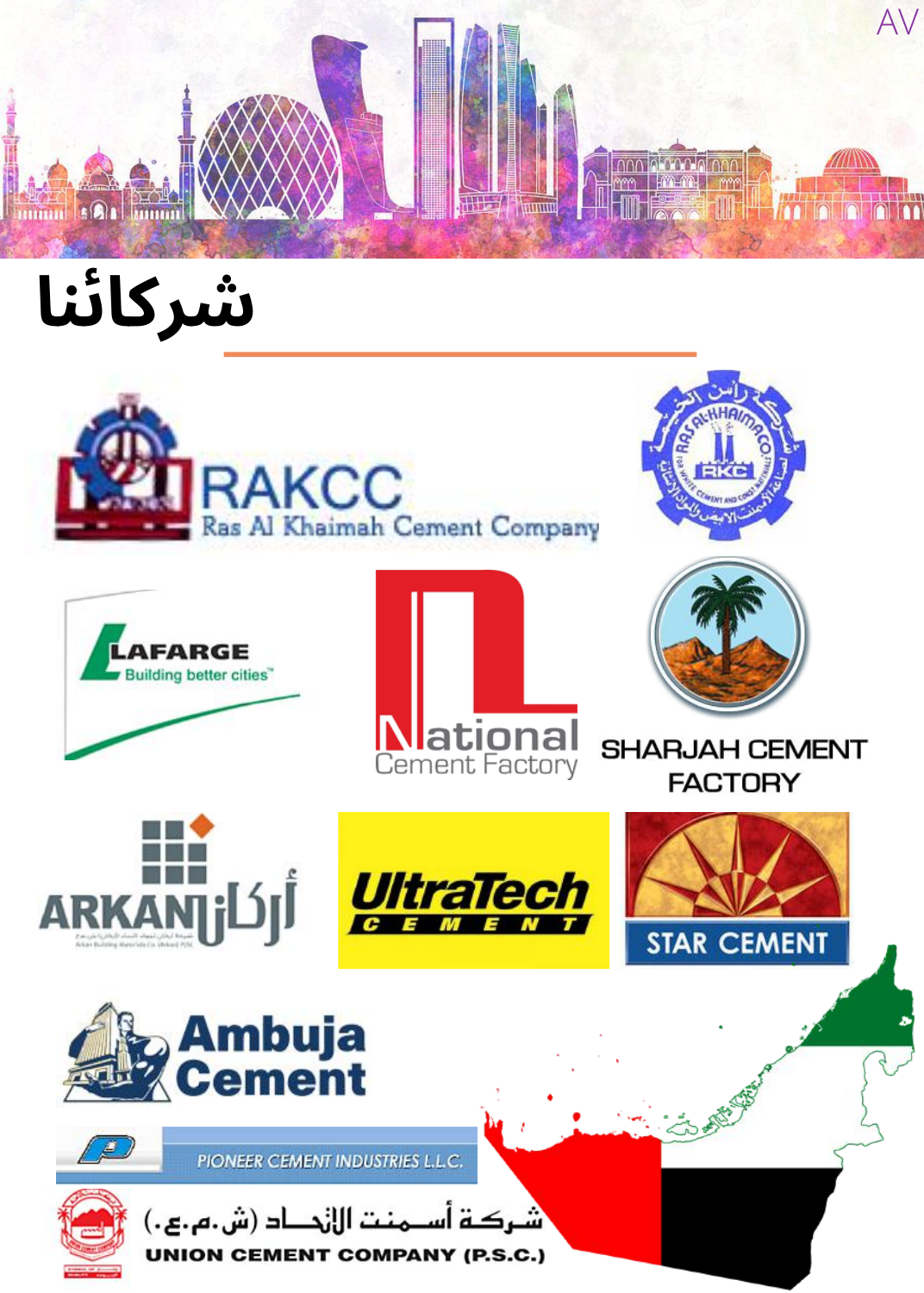# شركائنا

RAKCC
Ras Al Khaimah Cement Company

LAFARGE
Building better cities

National
Cement Factory

SHARJAH CEMENT FACTORY

ARKAN أركان

UltraTech
CEMENT

STAR CEMENT

Ambuja Cement

PIONEER CEMENT INDUSTRIES L.L.C.

شركة أسمنت الإتحاد (ش.م.ع.)
UNION CEMENT COMPANY (P.S.C.)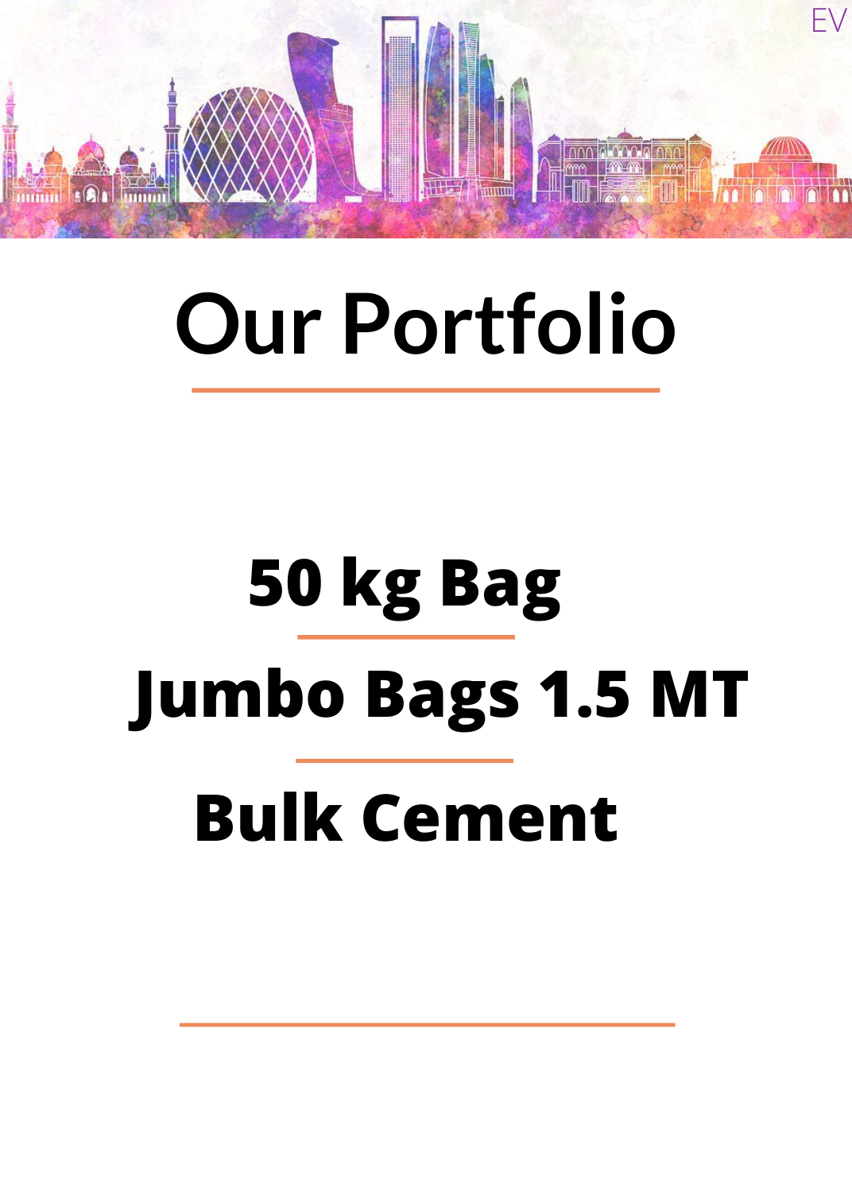# Our Portfolio

**50 kg Bag**

**Jumbo Bags 1.5 MT**

**Bulk Cement**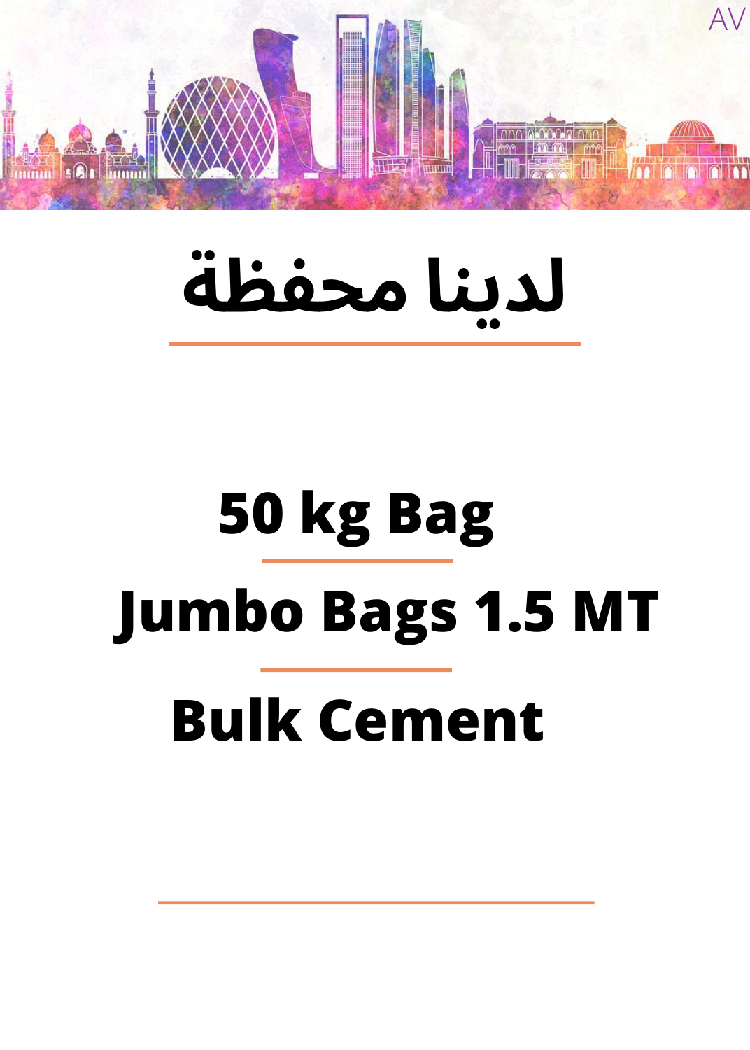# لدينا محفظة

## 50 kg Bag

## Jumbo Bags 1.5 MT

## Bulk Cement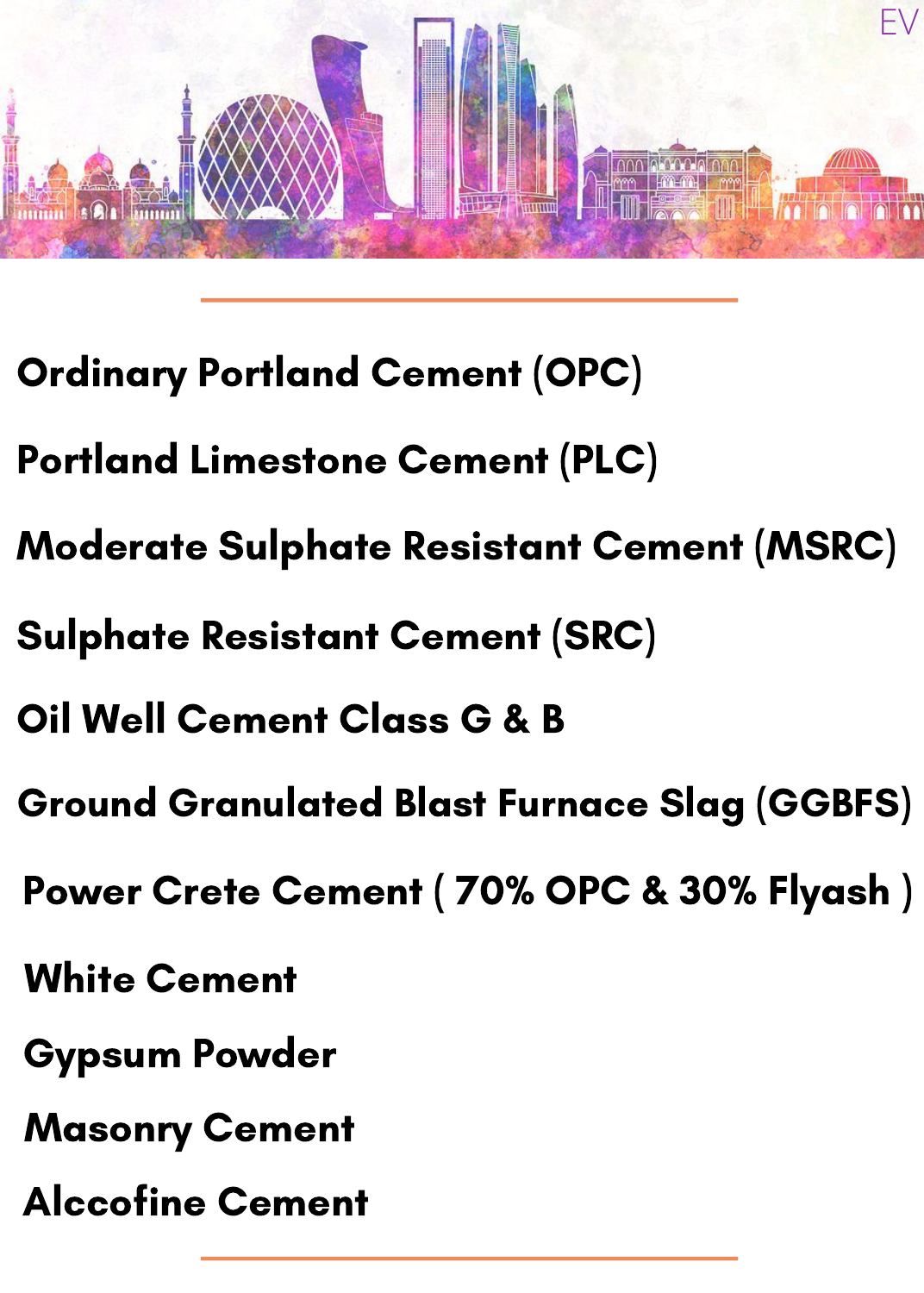**Ordinary Portland Cement (OPC)**

**Portland Limestone Cement (PLC)**

**Moderate Sulphate Resistant Cement (MSRC)**

**Sulphate Resistant Cement (SRC)**

**Oil Well Cement Class G & B**

**Ground Granulated Blast Furnace Slag (GGBFS)**

**Power Crete Cement ( 70% OPC & 30% Flyash )**

**White Cement**

**Gypsum Powder**

**Masonry Cement**

**Alccofine Cement**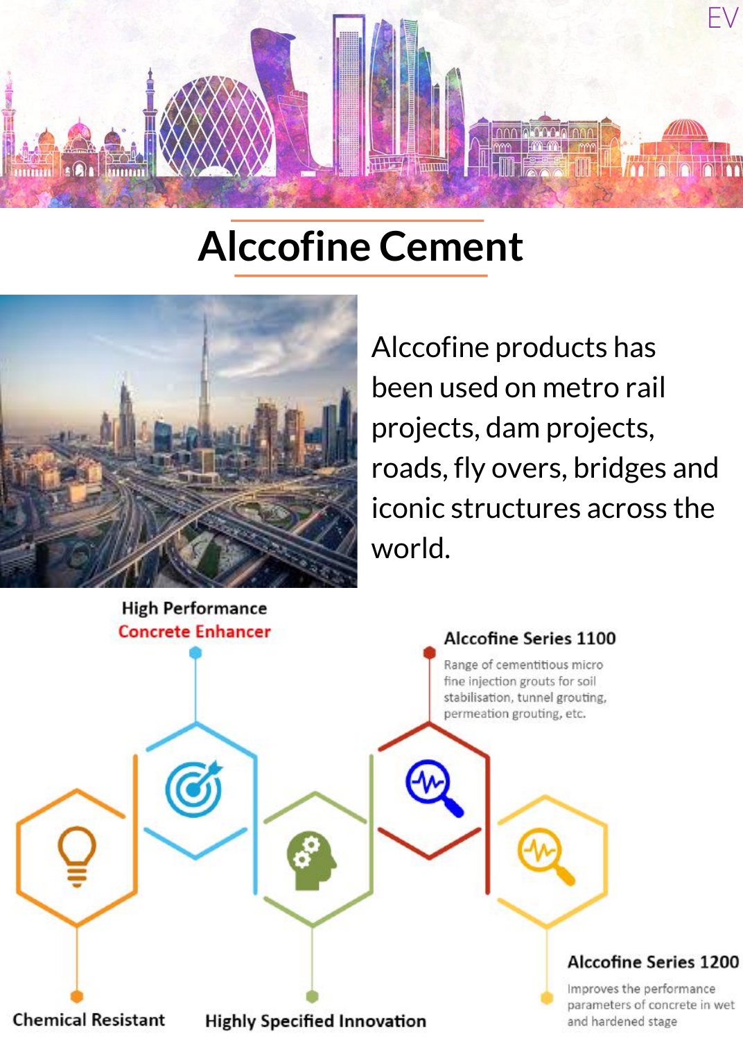# Alccofine Cement

Alccofine products has been used on metro rail projects, dam projects, roads, fly overs, bridges and iconic structures across the world.

**High Performance Concrete Enhancer**

**Alccofine Series 1100**

Range of cementitious micro fine injection grouts for soil stabilisation, tunnel grouting, permeation grouting, etc.

**Chemical Resistant**

**Highly Specified Innovation**

**Alccofine Series 1200**

Improves the performance parameters of concrete in wet and hardened stage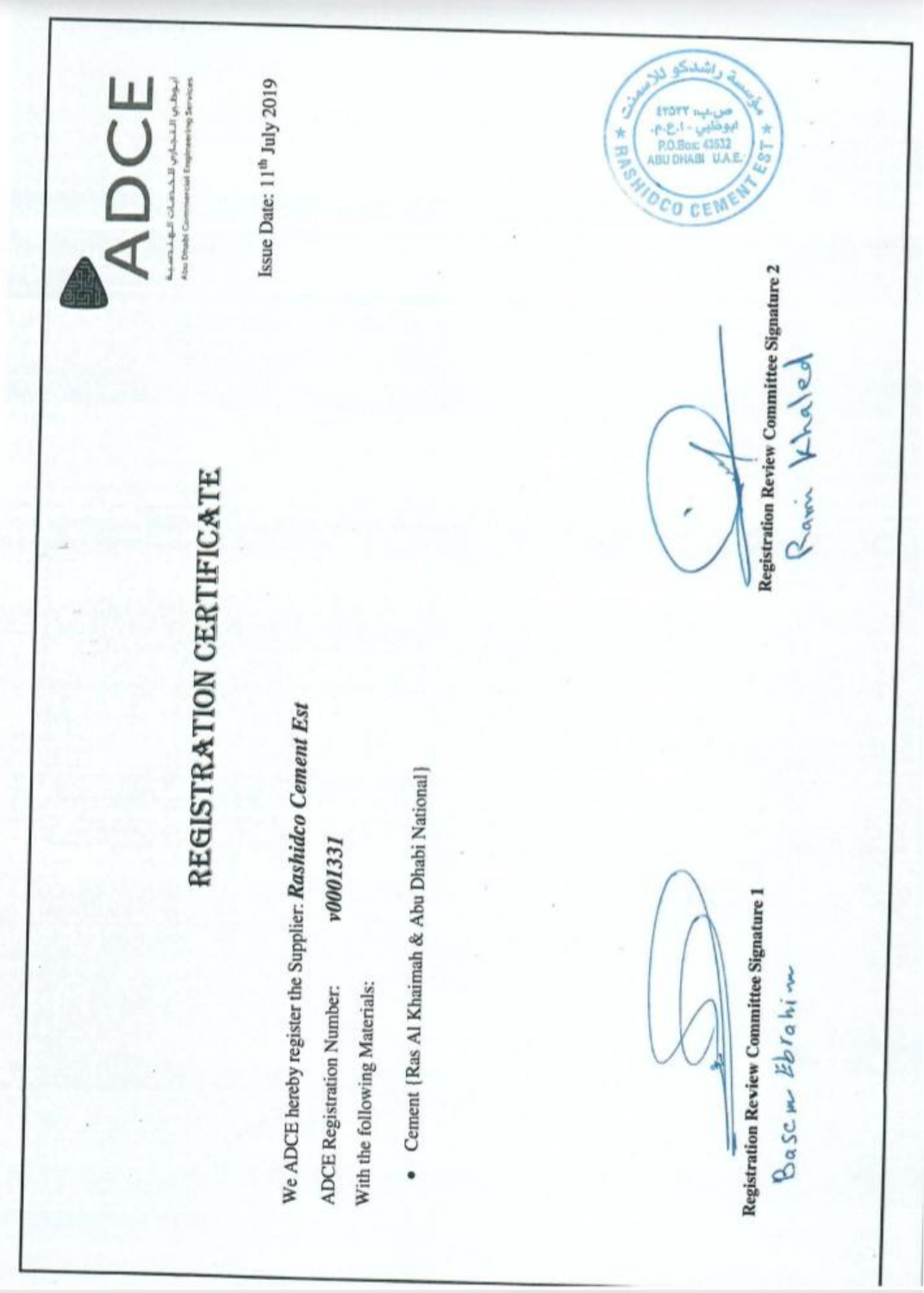ADCE

أبوظبي التجاري للخدمات الهندسية
Abu Dhabi Commercial Engineering Services

Issue Date: 11th July 2019

# REGISTRATION CERTIFICATE

We ADCE hereby register the Supplier: ***Rashidco Cement Est***

ADCE Registration Number: ***v0001331***

With the following Materials:

- Cement {Ras Al Khaimah & Abu Dhabi National}

**Registration Review Committee Signature 1**

Basem Ebrahim

**Registration Review Committee Signature 2**

Rami Khaled

مؤسسة راشدكو للاسمنت
ص.ب. ٤٣٥٣٢
ابوظبي - ا.ع.م.
P.O.Box: 43532
ABU DHABI U.A.E.
RASHIDCO CEMENT EST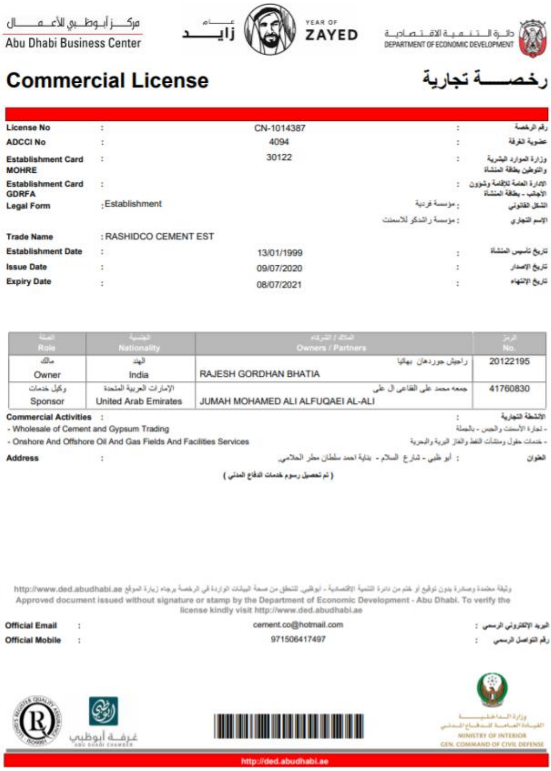مركز أبوظبي للأعمال
Abu Dhabi Business Center

عام زايد
YEAR OF ZAYED

دائرة التنمية الاقتصادية
DEPARTMENT OF ECONOMIC DEVELOPMENT

# Commercial License

# رخصـــة تجارية

| | | | |
|---|---|---|---|
| License No | : CN-1014387 | : | رقم الرخصة |
| ADCCI No | : 4094 | : | عضوية الغرفة |
| Establishment Card MOHRE | : 30122 | : | وزارة الموارد البشرية والتوطين بطاقة المنشأة |
| Establishment Card GDRFA | : | : | الادارة العامة للإقامة وشؤون الأجانب - بطاقة المنشأة |
| Legal Form | :Establishment | مؤسسة فردية : | الشكل القانوني |
| | | مؤسسة راشدكو للاسمنت : | الإسم التجاري |
| Trade Name | :RASHIDCO CEMENT EST | | |
| Establishment Date | : 13/01/1999 | : | تاريخ تأسيس المنشأة |
| Issue Date | : 09/07/2020 | : | تاريخ الإصدار |
| Expiry Date | : 08/07/2021 | : | تاريخ الإنتهاء |

| الصفة Role | الجنسية Nationality | الملاك / الشركاء Owners / Partners | الرمز No. |
|---|---|---|---|
| مالك Owner | الهند India | راجيش جوردهان بهاتيا RAJESH GORDHAN BHATIA | 20122195 |
| وكيل خدمات Sponsor | الإمارات العربية المتحدة United Arab Emirates | جمعه محمد على الفقاعى ال على JUMAH MOHAMED ALI ALFUQAEI AL-ALI | 41760830 |

**Commercial Activities** : **الأنشطة التجارية**

- Wholesale of Cement and Gypsum Trading - تجارة الأسمنت والجبس - بالجملة
- Onshore And Offshore Oil And Gas Fields And Facilities Services - خدمات حقول ومنشآت النفط والغاز البرية والبحرية

**Address** : أبو ظبي - شارع السلام - بناية احمد سلطان مطر الحلامي. : **العنوان**

( تم تحصيل رسوم خدمات الدفاع المدني )

وثيقة معتمدة وصادرة بدون توقيع أو ختم من دائرة التنمية الاقتصادية - أبوظبي. للتحقق من صحة البيانات الواردة في الرخصة يرجاء زيارة الموقع http://www.ded.abudhabi.ae

Approved document issued without signature or stamp by the Department of Economic Development - Abu Dhabi. To verify the license kindly visit http://www.ded.abudhabi.ae

| | | | |
|---|---|---|---|
| Official Email | : cement.co@hotmail.com | : | البريد الإلكتروني الرسمي |
| Official Mobile | : 971506417497 | : | رقم التواصل الرسمي |

غرفة أبوظبي ABU DHABI CHAMBER

وزارة الداخلية القيادة العامة للدفاع المدني
MINISTRY OF INTERIOR
GEN. COMMAND OF CIVIL DEFENSE

http://ded.abudhabi.ae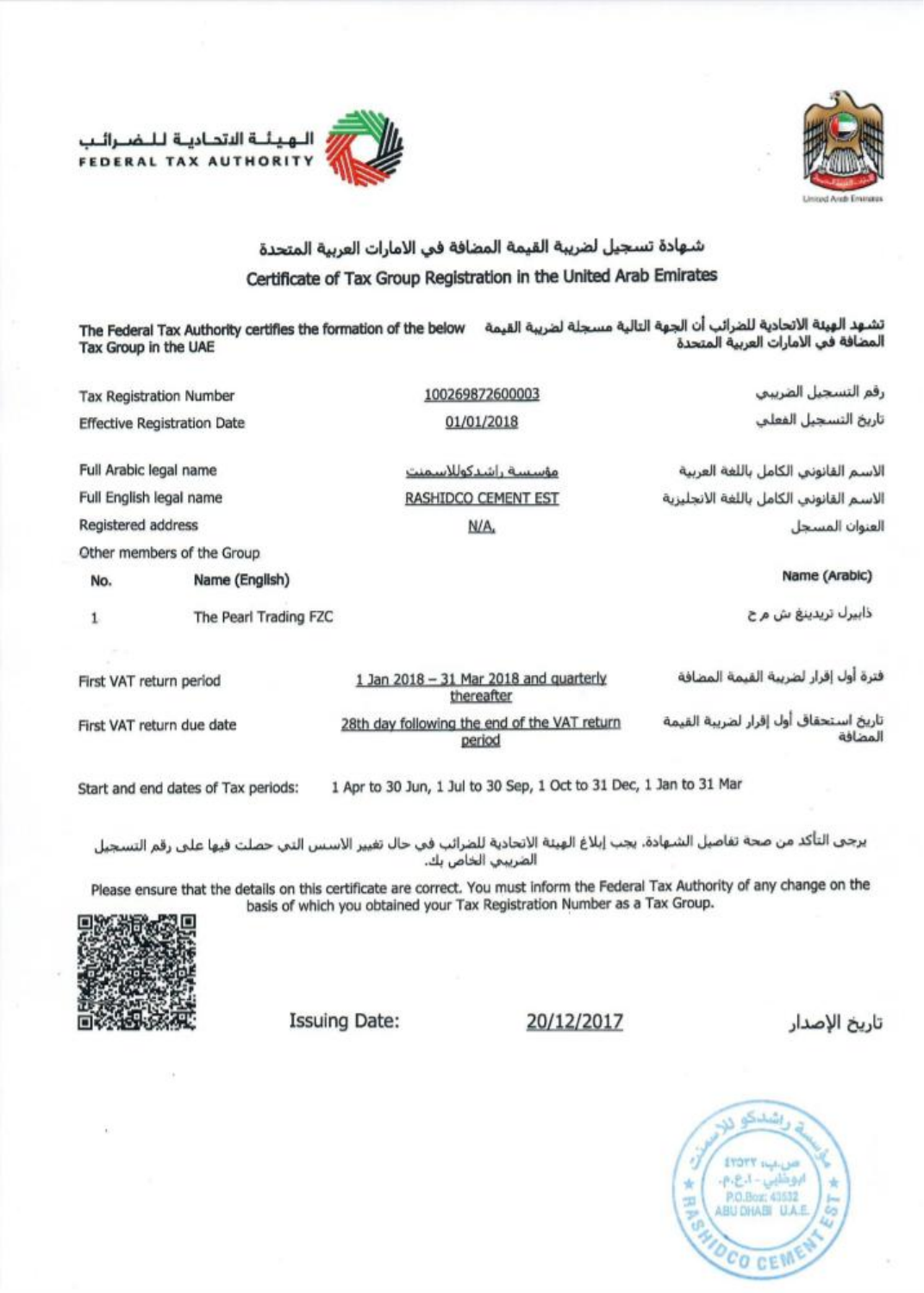الهيئة الاتحادية للضرائب
FEDERAL TAX AUTHORITY

United Arab Emirates

# شهادة تسجيل لضريبة القيمة المضافة في الامارات العربية المتحدة

# Certificate of Tax Group Registration in the United Arab Emirates

The Federal Tax Authority certifies the formation of the below Tax Group in the UAE

تشهد الهيئة الاتحادية للضرائب أن الجهة التالية مسجلة لضريبة القيمة المضافة في الامارات العربية المتحدة

| | | |
|---|---|---|
| Tax Registration Number | 100269872600003 | رقم التسجيل الضريبي |
| Effective Registration Date | 01/01/2018 | تاريخ التسجيل الفعلي |
| Full Arabic legal name | مؤسسة راشدكوللاسمنت | الاسم القانوني الكامل باللغة العربية |
| Full English legal name | RASHIDCO CEMENT EST | الاسم القانوني الكامل باللغة الانجليزية |
| Registered address | N/A. | العنوان المسجل |

Other members of the Group

| No. | Name (English) | Name (Arabic) |
|---|---|---|
| 1 | The Pearl Trading FZC | ذابيرل تريدينغ ش م ح |

| | | |
|---|---|---|
| First VAT return period | 1 Jan 2018 – 31 Mar 2018 and quarterly thereafter | فترة أول إقرار لضريبة القيمة المضافة |
| First VAT return due date | 28th day following the end of the VAT return period | تاريخ استحقاق أول إقرار لضريبة القيمة المضافة |

Start and end dates of Tax periods: 1 Apr to 30 Jun, 1 Jul to 30 Sep, 1 Oct to 31 Dec, 1 Jan to 31 Mar

يرجى التأكد من صحة تفاصيل الشهادة. يجب إبلاغ الهيئة الاتحادية للضرائب في حال تغيير الاسس التي حصلت فيها على رقم التسجيل الضريبي الخاص بك.

Please ensure that the details on this certificate are correct. You must inform the Federal Tax Authority of any change on the basis of which you obtained your Tax Registration Number as a Tax Group.

Issuing Date: 20/12/2017 تاريخ الإصدار

مؤسسة راشدكو للاسمنت
ص.ب ٤٣٥٣٢
ابوظبي - إ.ع.م.
P.O.Box: 43532
ABU DHABI U.A.E.
RASHIDCO CEMENT EST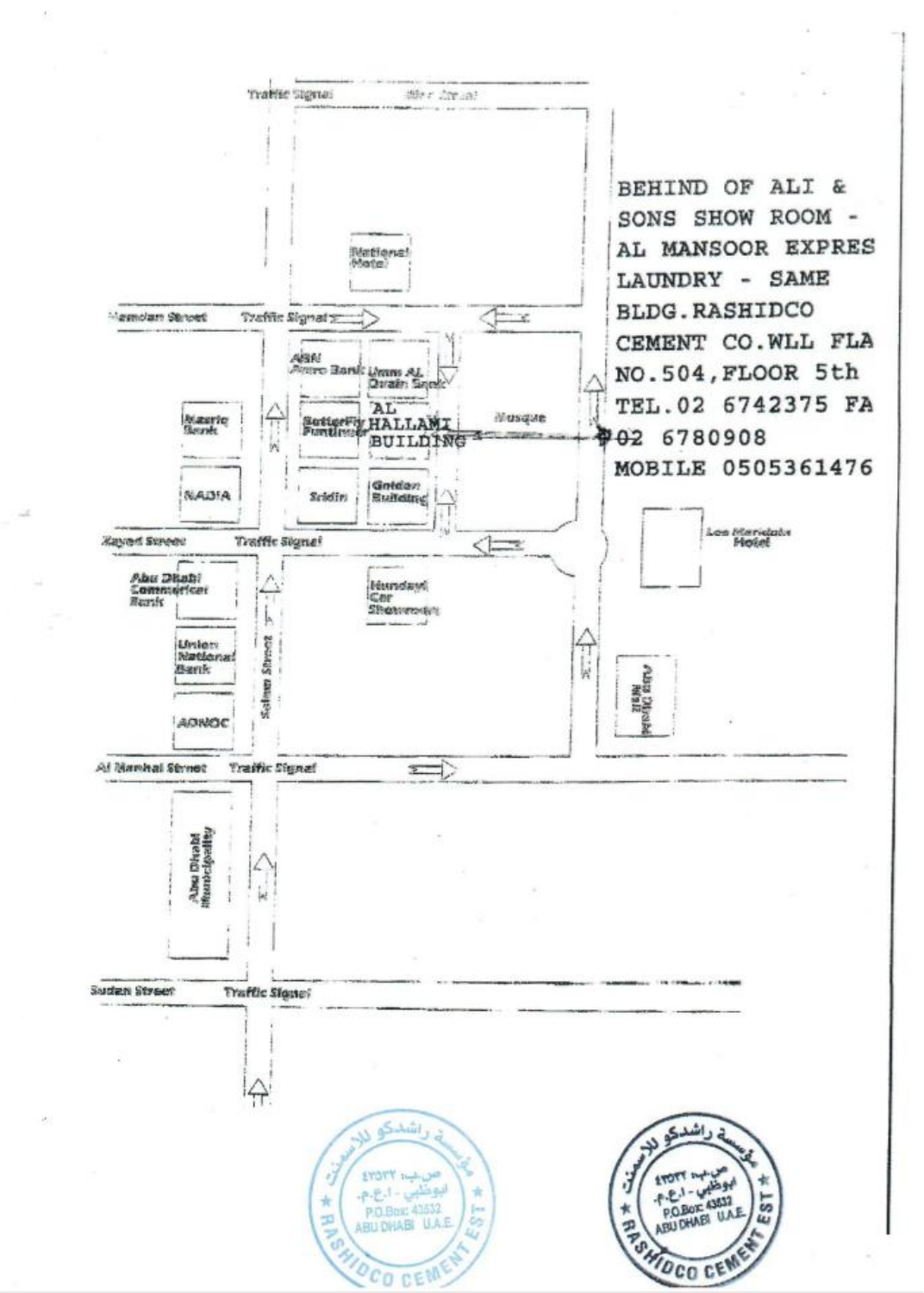BEHIND OF ALI & SONS SHOW ROOM - AL MANSOOR EXPRES LAUNDRY - SAME BLDG.RASHIDCO CEMENT CO.WLL FLA NO.504,FLOOR 5th TEL.02 6742375 FA 02 6780908 MOBILE 0505361476

Traffic Signal

Hamdan Street — Traffic Signal

National Hotel

ABN Amro Bank | Umm AL Quain Bank

Mashriq Bank

Butterfly Furniture | AL HALLAMI BUILDING

Musque

NADIA | Sridin | Golden Building

Zayed Street — Traffic Signal

Le Meridien Hotel

Abu Dhabi Commercial Bank

Hundayi Car Showroom

Union National Bank

Salam Street

ADNOC

Al Manhal Street — Traffic Signal

Abu Dhabi Municipality

Sudan Street — Traffic Signal

مؤسسة راشدكو للاسمنت — ص.ب: ٤٣٥٣٢ أبوظبي - ا.ع.م. — P.O.Box: 43532 ABU DHABI U.A.E. — RASHIDCO CEMENT EST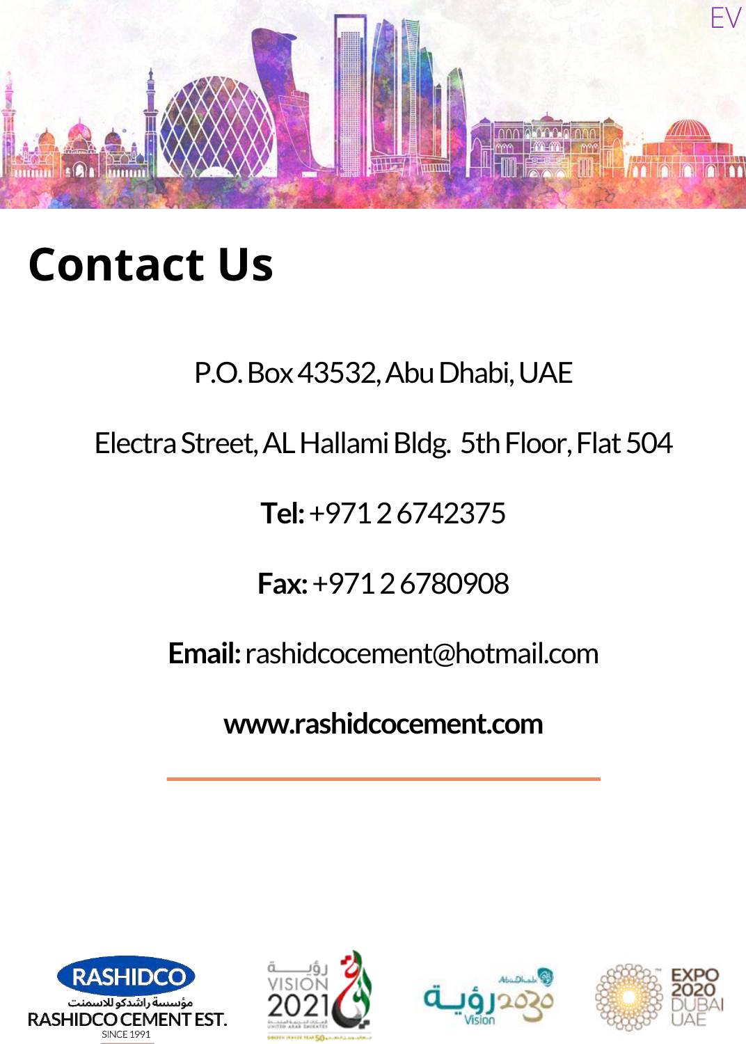# Contact Us

P.O. Box 43532, Abu Dhabi, UAE

Electra Street, AL Hallami Bldg. 5th Floor, Flat 504

**Tel:** +971 2 6742375

**Fax:** +971 2 6780908

**Email:** rashidcocement@hotmail.com

**www.rashidcocement.com**